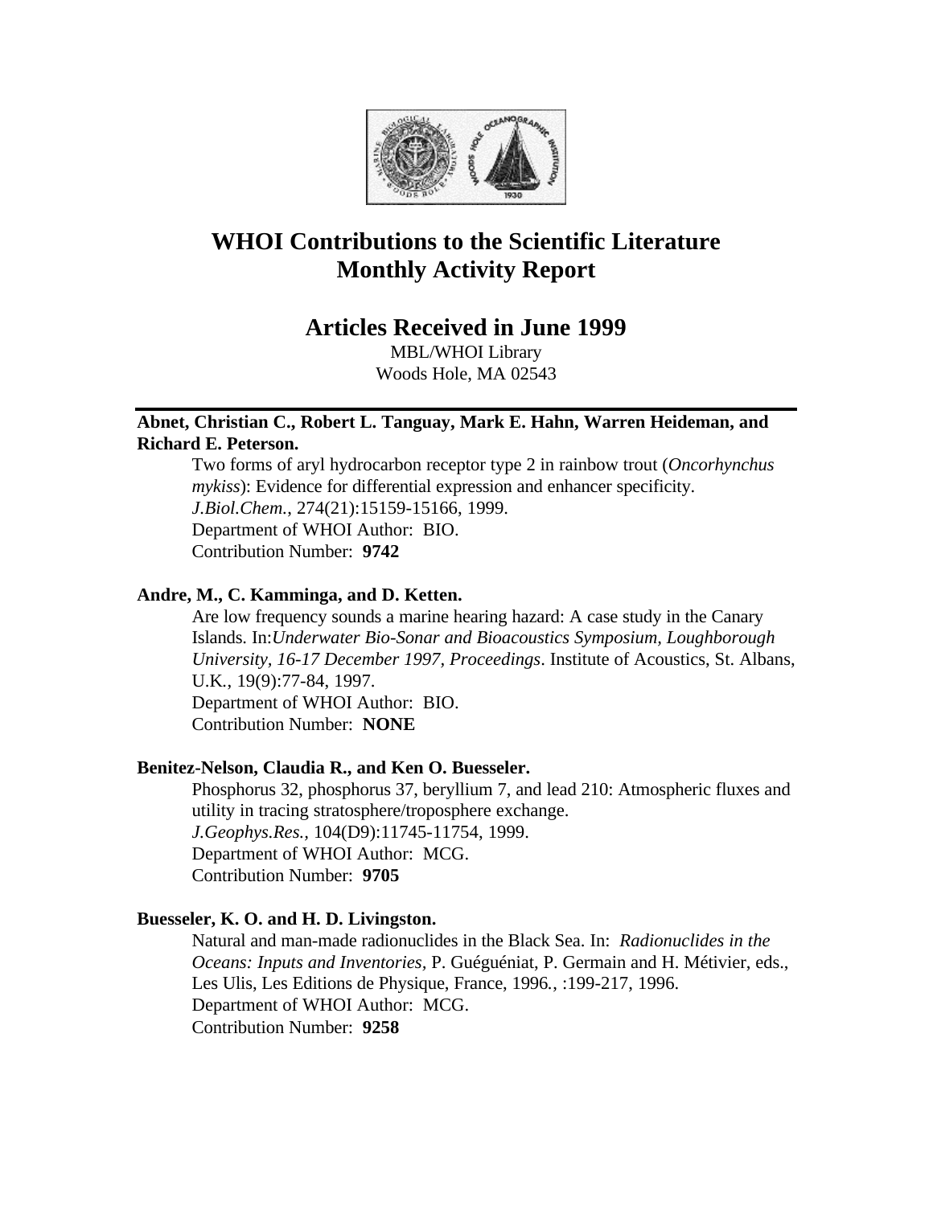# WHOI Contributions to the Scientific Literature
# Monthly Activity Report

## Articles Received in June 1999

MBL/WHOI Library
Woods Hole, MA 02543

---

**Abnet, Christian C., Robert L. Tanguay, Mark E. Hahn, Warren Heideman, and Richard E. Peterson.**

Two forms of aryl hydrocarbon receptor type 2 in rainbow trout (*Oncorhynchus mykiss*): Evidence for differential expression and enhancer specificity.
*J.Biol.Chem.*, 274(21):15159-15166, 1999.
Department of WHOI Author: BIO.
Contribution Number: **9742**

**Andre, M., C. Kamminga, and D. Ketten.**

Are low frequency sounds a marine hearing hazard: A case study in the Canary Islands. In:*Underwater Bio-Sonar and Bioacoustics Symposium, Loughborough University, 16-17 December 1997, Proceedings*. Institute of Acoustics, St. Albans, U.K., 19(9):77-84, 1997.
Department of WHOI Author: BIO.
Contribution Number: **NONE**

**Benitez-Nelson, Claudia R., and Ken O. Buesseler.**

Phosphorus 32, phosphorus 37, beryllium 7, and lead 210: Atmospheric fluxes and utility in tracing stratosphere/troposphere exchange.
*J.Geophys.Res.,* 104(D9):11745-11754, 1999.
Department of WHOI Author: MCG.
Contribution Number: **9705**

**Buesseler, K. O. and H. D. Livingston.**

Natural and man-made radionuclides in the Black Sea. In: *Radionuclides in the Oceans: Inputs and Inventories,* P. Guéguéniat, P. Germain and H. Métivier, eds., Les Ulis, Les Editions de Physique, France, 1996., :199-217, 1996.
Department of WHOI Author: MCG.
Contribution Number: **9258**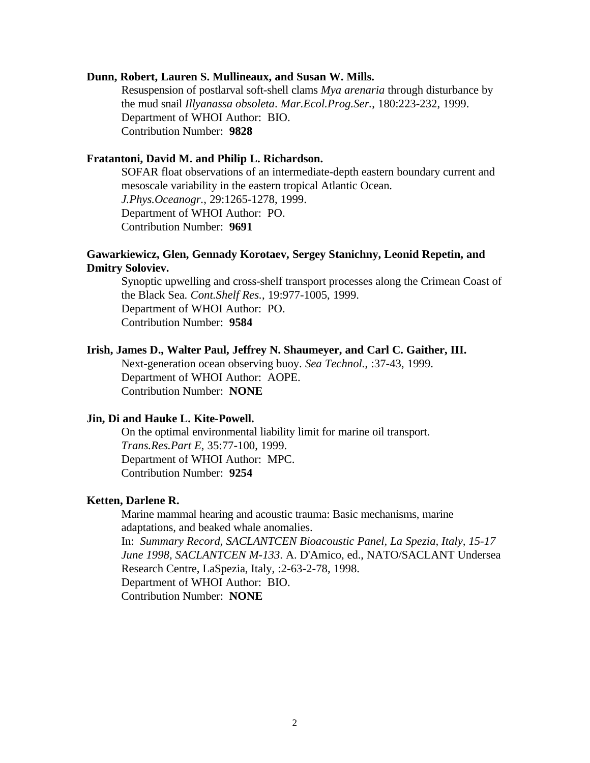**Dunn, Robert, Lauren S. Mullineaux, and Susan W. Mills.**

Resuspension of postlarval soft-shell clams *Mya arenaria* through disturbance by the mud snail *Illyanassa obsoleta*. *Mar.Ecol.Prog.Ser.*, 180:223-232, 1999.
Department of WHOI Author: BIO.
Contribution Number: **9828**

**Fratantoni, David M. and Philip L. Richardson.**

SOFAR float observations of an intermediate-depth eastern boundary current and mesoscale variability in the eastern tropical Atlantic Ocean.
*J.Phys.Oceanogr.*, 29:1265-1278, 1999.
Department of WHOI Author: PO.
Contribution Number: **9691**

**Gawarkiewicz, Glen, Gennady Korotaev, Sergey Stanichny, Leonid Repetin, and Dmitry Soloviev.**

Synoptic upwelling and cross-shelf transport processes along the Crimean Coast of the Black Sea. *Cont.Shelf Res.*, 19:977-1005, 1999.
Department of WHOI Author: PO.
Contribution Number: **9584**

**Irish, James D., Walter Paul, Jeffrey N. Shaumeyer, and Carl C. Gaither, III.**

Next-generation ocean observing buoy. *Sea Technol.*, :37-43, 1999.
Department of WHOI Author: AOPE.
Contribution Number: **NONE**

**Jin, Di and Hauke L. Kite-Powell.**

On the optimal environmental liability limit for marine oil transport.
*Trans.Res.Part E*, 35:77-100, 1999.
Department of WHOI Author: MPC.
Contribution Number: **9254**

**Ketten, Darlene R.**

Marine mammal hearing and acoustic trauma: Basic mechanisms, marine adaptations, and beaked whale anomalies.
In: *Summary Record, SACLANTCEN Bioacoustic Panel, La Spezia, Italy, 15-17 June 1998, SACLANTCEN M-133*. A. D'Amico, ed., NATO/SACLANT Undersea Research Centre, LaSpezia, Italy, :2-63-2-78, 1998.
Department of WHOI Author: BIO.
Contribution Number: **NONE**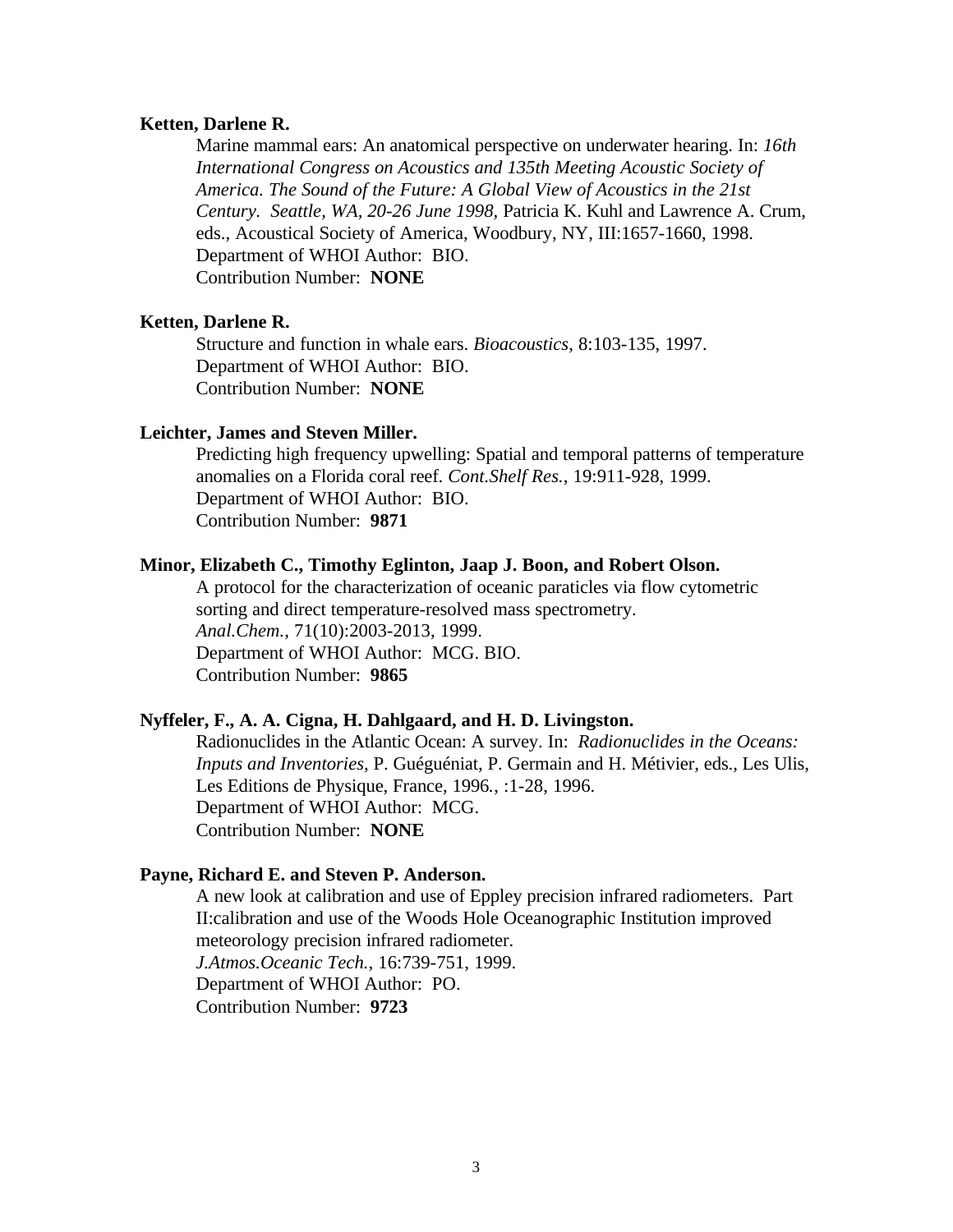**Ketten, Darlene R.**

Marine mammal ears: An anatomical perspective on underwater hearing. In: *16th International Congress on Acoustics and 135th Meeting Acoustic Society of America. The Sound of the Future: A Global View of Acoustics in the 21st Century. Seattle, WA, 20-26 June 1998*, Patricia K. Kuhl and Lawrence A. Crum, eds., Acoustical Society of America, Woodbury, NY, III:1657-1660, 1998.
Department of WHOI Author: BIO.
Contribution Number: **NONE**

**Ketten, Darlene R.**

Structure and function in whale ears. *Bioacoustics*, 8:103-135, 1997.
Department of WHOI Author: BIO.
Contribution Number: **NONE**

**Leichter, James and Steven Miller.**

Predicting high frequency upwelling: Spatial and temporal patterns of temperature anomalies on a Florida coral reef. *Cont.Shelf Res.*, 19:911-928, 1999.
Department of WHOI Author: BIO.
Contribution Number: **9871**

**Minor, Elizabeth C., Timothy Eglinton, Jaap J. Boon, and Robert Olson.**

A protocol for the characterization of oceanic paraticles via flow cytometric sorting and direct temperature-resolved mass spectrometry.
*Anal.Chem.*, 71(10):2003-2013, 1999.
Department of WHOI Author: MCG. BIO.
Contribution Number: **9865**

**Nyffeler, F., A. A. Cigna, H. Dahlgaard, and H. D. Livingston.**

Radionuclides in the Atlantic Ocean: A survey. In: *Radionuclides in the Oceans: Inputs and Inventories*, P. Guéguéniat, P. Germain and H. Métivier, eds., Les Ulis, Les Editions de Physique, France, 1996., :1-28, 1996.
Department of WHOI Author: MCG.
Contribution Number: **NONE**

**Payne, Richard E. and Steven P. Anderson.**

A new look at calibration and use of Eppley precision infrared radiometers. Part II:calibration and use of the Woods Hole Oceanographic Institution improved meteorology precision infrared radiometer.
*J.Atmos.Oceanic Tech.*, 16:739-751, 1999.
Department of WHOI Author: PO.
Contribution Number: **9723**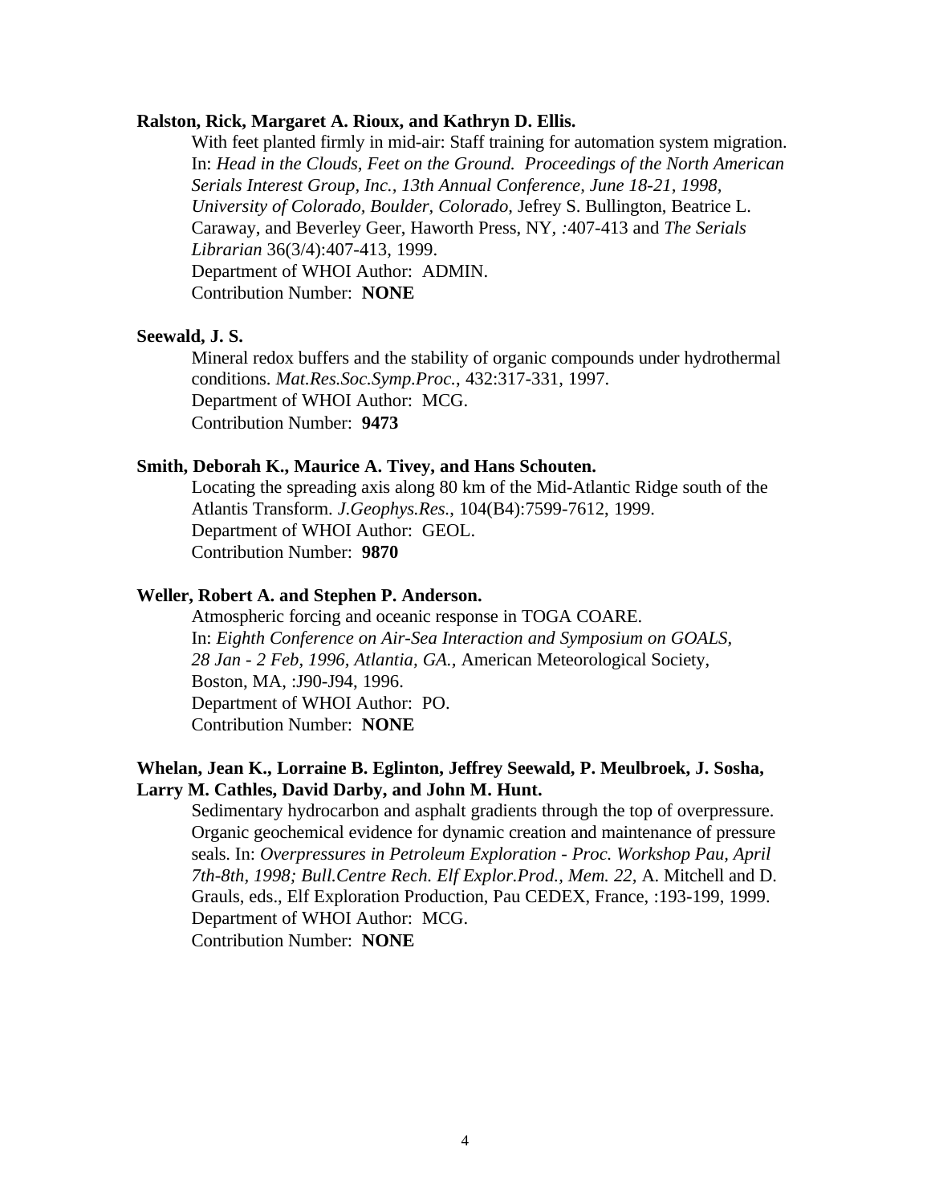**Ralston, Rick, Margaret A. Rioux, and Kathryn D. Ellis.**

With feet planted firmly in mid-air: Staff training for automation system migration. In: *Head in the Clouds, Feet on the Ground. Proceedings of the North American Serials Interest Group, Inc., 13th Annual Conference, June 18-21, 1998, University of Colorado, Boulder, Colorado*, Jefrey S. Bullington, Beatrice L. Caraway, and Beverley Geer, Haworth Press, NY, *:*407-413 and *The Serials Librarian* 36(3/4):407-413, 1999.
Department of WHOI Author: ADMIN.
Contribution Number: **NONE**

**Seewald, J. S.**

Mineral redox buffers and the stability of organic compounds under hydrothermal conditions. *Mat.Res.Soc.Symp.Proc.*, 432:317-331, 1997.
Department of WHOI Author: MCG.
Contribution Number: **9473**

**Smith, Deborah K., Maurice A. Tivey, and Hans Schouten.**

Locating the spreading axis along 80 km of the Mid-Atlantic Ridge south of the Atlantis Transform. *J.Geophys.Res.*, 104(B4):7599-7612, 1999.
Department of WHOI Author: GEOL.
Contribution Number: **9870**

**Weller, Robert A. and Stephen P. Anderson.**

Atmospheric forcing and oceanic response in TOGA COARE.
In: *Eighth Conference on Air-Sea Interaction and Symposium on GOALS, 28 Jan - 2 Feb, 1996, Atlantia, GA.*, American Meteorological Society, Boston, MA, :J90-J94, 1996.
Department of WHOI Author: PO.
Contribution Number: **NONE**

**Whelan, Jean K., Lorraine B. Eglinton, Jeffrey Seewald, P. Meulbroek, J. Sosha, Larry M. Cathles, David Darby, and John M. Hunt.**

Sedimentary hydrocarbon and asphalt gradients through the top of overpressure. Organic geochemical evidence for dynamic creation and maintenance of pressure seals. In: *Overpressures in Petroleum Exploration - Proc. Workshop Pau, April 7th-8th, 1998; Bull.Centre Rech. Elf Explor.Prod., Mem. 22,* A. Mitchell and D. Grauls, eds., Elf Exploration Production, Pau CEDEX, France, :193-199, 1999.
Department of WHOI Author: MCG.
Contribution Number: **NONE**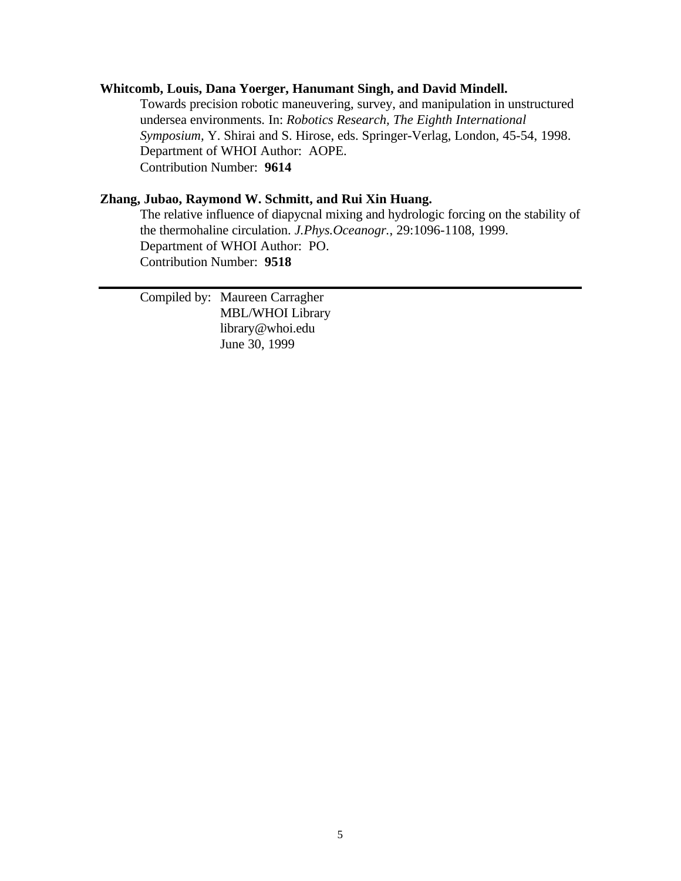**Whitcomb, Louis, Dana Yoerger, Hanumant Singh, and David Mindell.**

Towards precision robotic maneuvering, survey, and manipulation in unstructured undersea environments. In: *Robotics Research, The Eighth International Symposium,* Y. Shirai and S. Hirose, eds. Springer-Verlag, London, 45-54, 1998.
Department of WHOI Author: AOPE.
Contribution Number: **9614**

**Zhang, Jubao, Raymond W. Schmitt, and Rui Xin Huang.**

The relative influence of diapycnal mixing and hydrologic forcing on the stability of the thermohaline circulation. *J.Phys.Oceanogr.*, 29:1096-1108, 1999.
Department of WHOI Author: PO.
Contribution Number: **9518**

---

Compiled by: Maureen Carragher
MBL/WHOI Library
library@whoi.edu
June 30, 1999